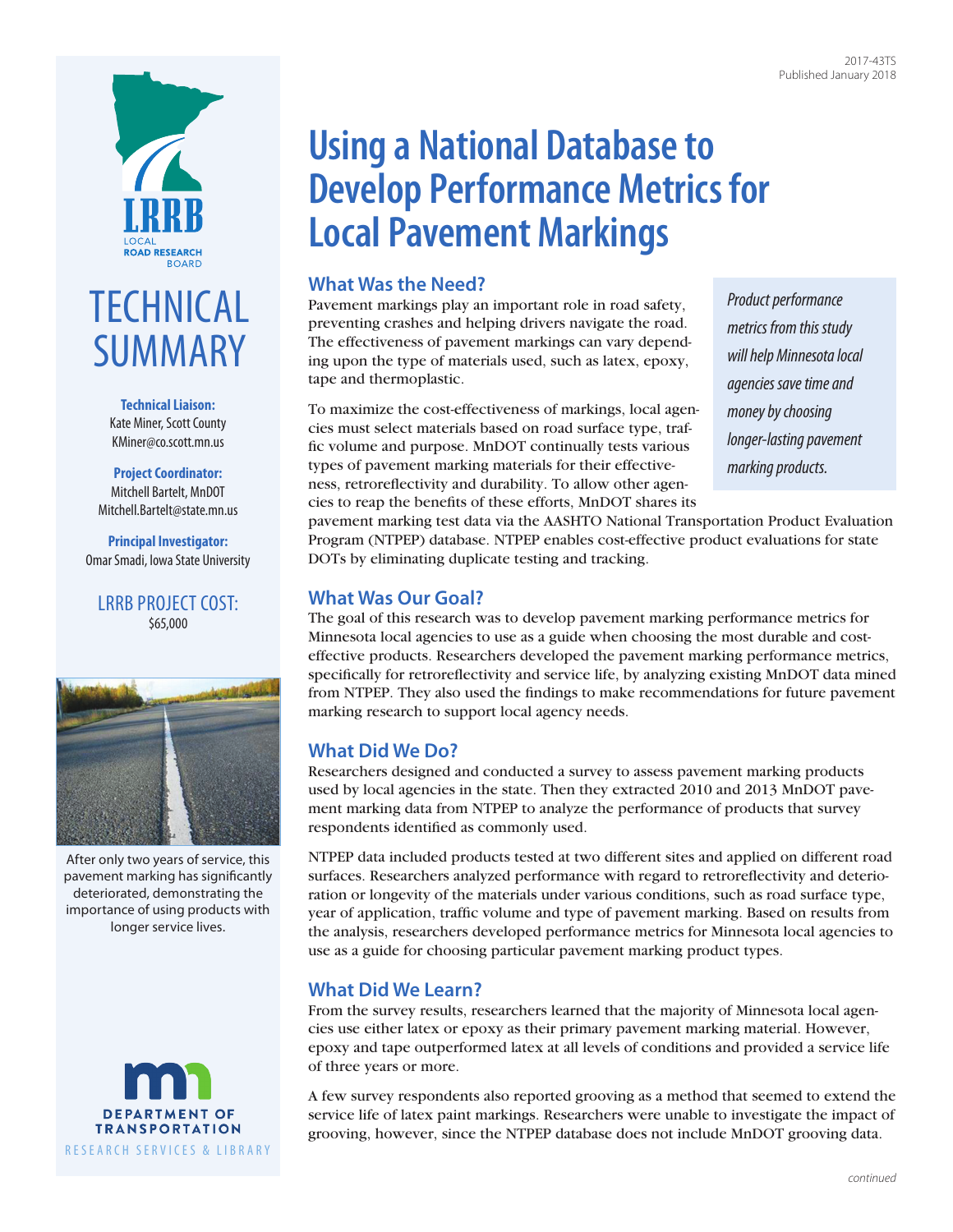2017-43TS
Published January 2018

LRRB
LOCAL ROAD RESEARCH BOARD

# TECHNICAL SUMMARY

**Technical Liaison:**
Kate Miner, Scott County
KMiner@co.scott.mn.us

**Project Coordinator:**
Mitchell Bartelt, MnDOT
Mitchell.Bartelt@state.mn.us

**Principal Investigator:**
Omar Smadi, Iowa State University

LRRB PROJECT COST:
$65,000

After only two years of service, this pavement marking has significantly deteriorated, demonstrating the importance of using products with longer service lives.

DEPARTMENT OF TRANSPORTATION
RESEARCH SERVICES & LIBRARY

# Using a National Database to Develop Performance Metrics for Local Pavement Markings

*Product performance metrics from this study will help Minnesota local agencies save time and money by choosing longer-lasting pavement marking products.*

## What Was the Need?

Pavement markings play an important role in road safety, preventing crashes and helping drivers navigate the road. The effectiveness of pavement markings can vary depending upon the type of materials used, such as latex, epoxy, tape and thermoplastic.

To maximize the cost-effectiveness of markings, local agencies must select materials based on road surface type, traffic volume and purpose. MnDOT continually tests various types of pavement marking materials for their effectiveness, retroreflectivity and durability. To allow other agencies to reap the benefits of these efforts, MnDOT shares its pavement marking test data via the AASHTO National Transportation Product Evaluation Program (NTPEP) database. NTPEP enables cost-effective product evaluations for state DOTs by eliminating duplicate testing and tracking.

## What Was Our Goal?

The goal of this research was to develop pavement marking performance metrics for Minnesota local agencies to use as a guide when choosing the most durable and cost-effective products. Researchers developed the pavement marking performance metrics, specifically for retroreflectivity and service life, by analyzing existing MnDOT data mined from NTPEP. They also used the findings to make recommendations for future pavement marking research to support local agency needs.

## What Did We Do?

Researchers designed and conducted a survey to assess pavement marking products used by local agencies in the state. Then they extracted 2010 and 2013 MnDOT pavement marking data from NTPEP to analyze the performance of products that survey respondents identified as commonly used.

NTPEP data included products tested at two different sites and applied on different road surfaces. Researchers analyzed performance with regard to retroreflectivity and deterioration or longevity of the materials under various conditions, such as road surface type, year of application, traffic volume and type of pavement marking. Based on results from the analysis, researchers developed performance metrics for Minnesota local agencies to use as a guide for choosing particular pavement marking product types.

## What Did We Learn?

From the survey results, researchers learned that the majority of Minnesota local agencies use either latex or epoxy as their primary pavement marking material. However, epoxy and tape outperformed latex at all levels of conditions and provided a service life of three years or more.

A few survey respondents also reported grooving as a method that seemed to extend the service life of latex paint markings. Researchers were unable to investigate the impact of grooving, however, since the NTPEP database does not include MnDOT grooving data.

*continued*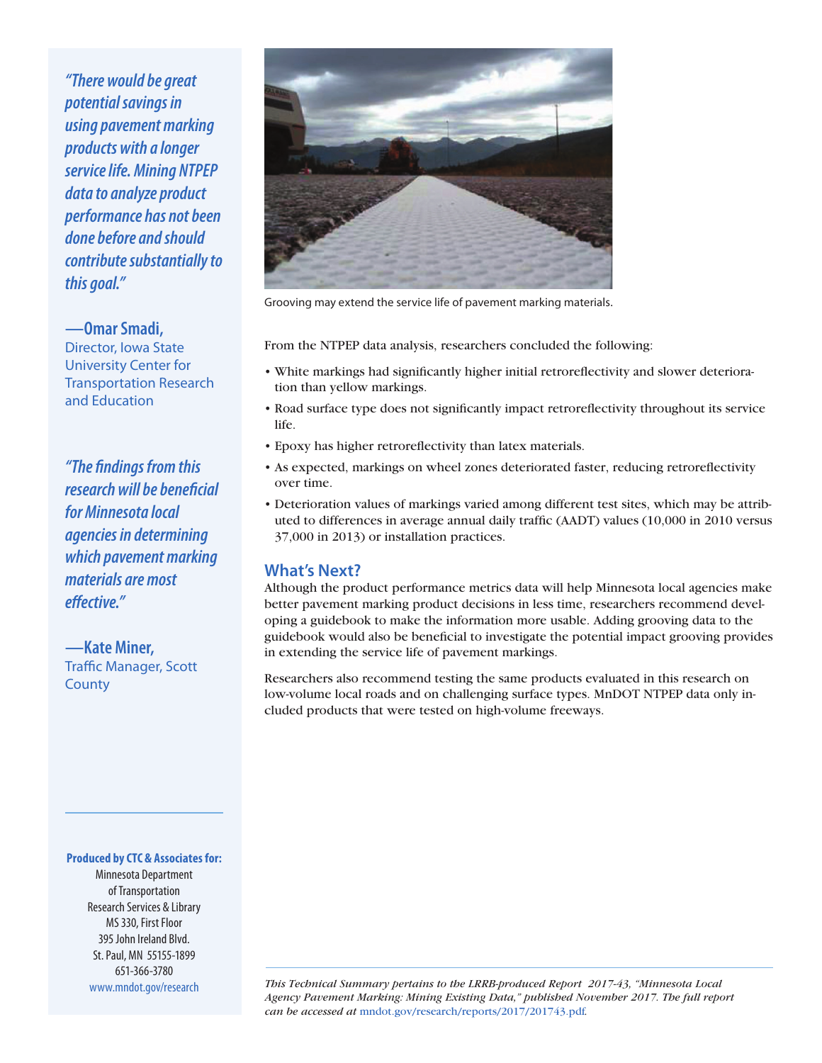*"There would be great potential savings in using pavement marking products with a longer service life. Mining NTPEP data to analyze product performance has not been done before and should contribute substantially to this goal."*

**—Omar Smadi,**
Director, Iowa State University Center for Transportation Research and Education

*"The findings from this research will be beneficial for Minnesota local agencies in determining which pavement marking materials are most effective."*

**—Kate Miner,**
Traffic Manager, Scott County

Grooving may extend the service life of pavement marking materials.

From the NTPEP data analysis, researchers concluded the following:

- White markings had significantly higher initial retroreflectivity and slower deterioration than yellow markings.
- Road surface type does not significantly impact retroreflectivity throughout its service life.
- Epoxy has higher retroreflectivity than latex materials.
- As expected, markings on wheel zones deteriorated faster, reducing retroreflectivity over time.
- Deterioration values of markings varied among different test sites, which may be attributed to differences in average annual daily traffic (AADT) values (10,000 in 2010 versus 37,000 in 2013) or installation practices.

## What's Next?

Although the product performance metrics data will help Minnesota local agencies make better pavement marking product decisions in less time, researchers recommend developing a guidebook to make the information more usable. Adding grooving data to the guidebook would also be beneficial to investigate the potential impact grooving provides in extending the service life of pavement markings.

Researchers also recommend testing the same products evaluated in this research on low-volume local roads and on challenging surface types. MnDOT NTPEP data only included products that were tested on high-volume freeways.

**Produced by CTC & Associates for:**
Minnesota Department of Transportation
Research Services & Library
MS 330, First Floor
395 John Ireland Blvd.
St. Paul, MN 55155-1899
651-366-3780
www.mndot.gov/research

*This Technical Summary pertains to the LRRB-produced Report 2017-43, "Minnesota Local Agency Pavement Marking: Mining Existing Data," published November 2017. The full report can be accessed at* mndot.gov/research/reports/2017/201743.pdf.